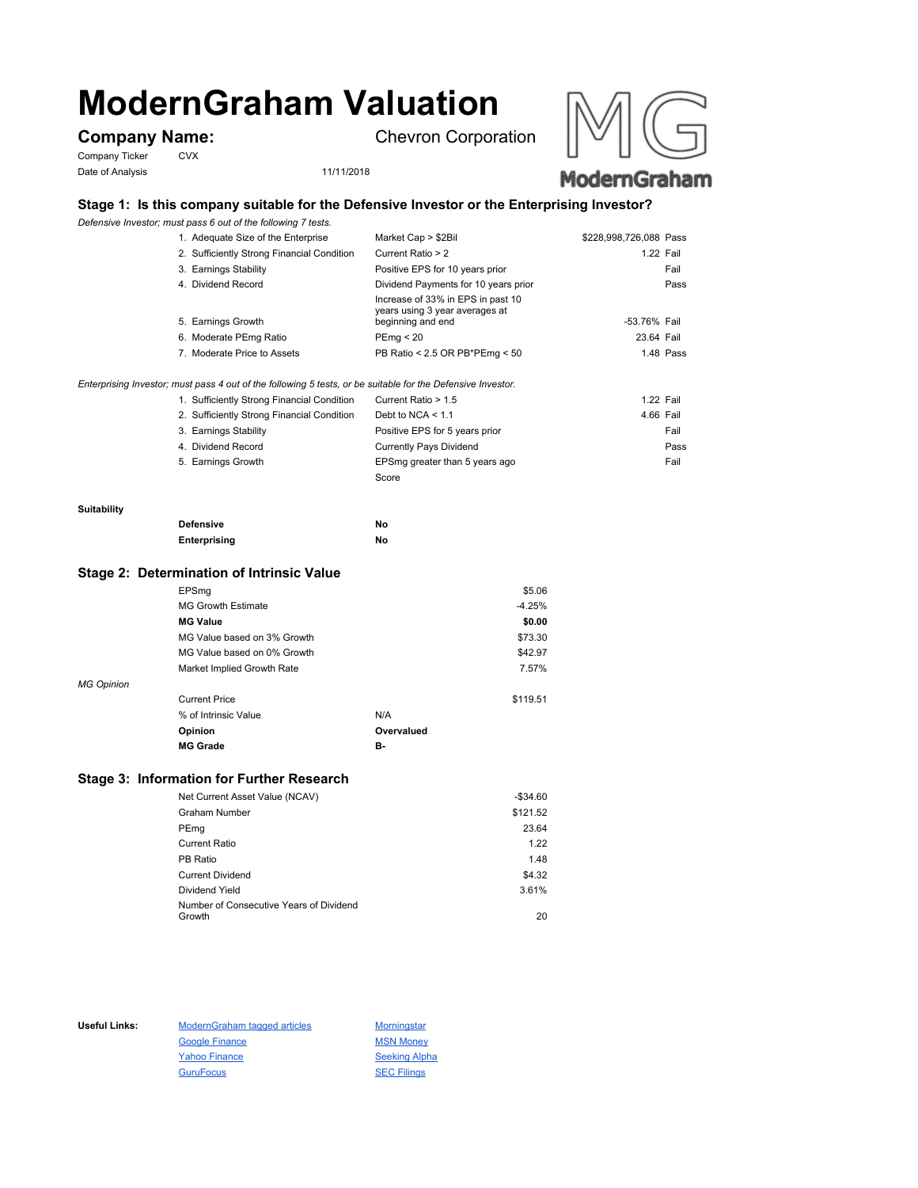# ModernGraham Valuation

**Company Name:** Chevron Corporation

Company Ticker: CVX

Date of Analysis: 11/11/2018

## Stage 1: Is this company suitable for the Defensive Investor or the Enterprising Investor?

*Defensive Investor; must pass 6 out of the following 7 tests.*

| Test | Criteria | Value | Result |
|---|---|---|---|
| 1. Adequate Size of the Enterprise | Market Cap > $2Bil | $228,998,726,088 | Pass |
| 2. Sufficiently Strong Financial Condition | Current Ratio > 2 | 1.22 | Fail |
| 3. Earnings Stability | Positive EPS for 10 years prior | | Fail |
| 4. Dividend Record | Dividend Payments for 10 years prior | | Pass |
| 5. Earnings Growth | Increase of 33% in EPS in past 10 years using 3 year averages at beginning and end | -53.76% | Fail |
| 6. Moderate PEmg Ratio | PEmg < 20 | 23.64 | Fail |
| 7. Moderate Price to Assets | PB Ratio < 2.5 OR PB*PEmg < 50 | 1.48 | Pass |

*Enterprising Investor; must pass 4 out of the following 5 tests, or be suitable for the Defensive Investor.*

| Test | Criteria | Value | Result |
|---|---|---|---|
| 1. Sufficiently Strong Financial Condition | Current Ratio > 1.5 | 1.22 | Fail |
| 2. Sufficiently Strong Financial Condition | Debt to NCA < 1.1 | 4.66 | Fail |
| 3. Earnings Stability | Positive EPS for 5 years prior | | Fail |
| 4. Dividend Record | Currently Pays Dividend | | Pass |
| 5. Earnings Growth | EPSmg greater than 5 years ago | | Fail |
| | Score | | |

**Suitability**

| | |
|---|---|
| **Defensive** | **No** |
| **Enterprising** | **No** |

## Stage 2: Determination of Intrinsic Value

| | |
|---|---|
| EPSmg | $5.06 |
| MG Growth Estimate | -4.25% |
| **MG Value** | **$0.00** |
| MG Value based on 3% Growth | $73.30 |
| MG Value based on 0% Growth | $42.97 |
| Market Implied Growth Rate | 7.57% |

*MG Opinion*

| | |
|---|---|
| Current Price | $119.51 |
| % of Intrinsic Value | N/A |
| **Opinion** | **Overvalued** |
| **MG Grade** | **B-** |

## Stage 3: Information for Further Research

| | |
|---|---|
| Net Current Asset Value (NCAV) | -$34.60 |
| Graham Number | $121.52 |
| PEmg | 23.64 |
| Current Ratio | 1.22 |
| PB Ratio | 1.48 |
| Current Dividend | $4.32 |
| Dividend Yield | 3.61% |
| Number of Consecutive Years of Dividend Growth | 20 |

**Useful Links:**

- ModernGraham tagged articles
- Google Finance
- Yahoo Finance
- GuruFocus
- Morningstar
- MSN Money
- Seeking Alpha
- SEC Filings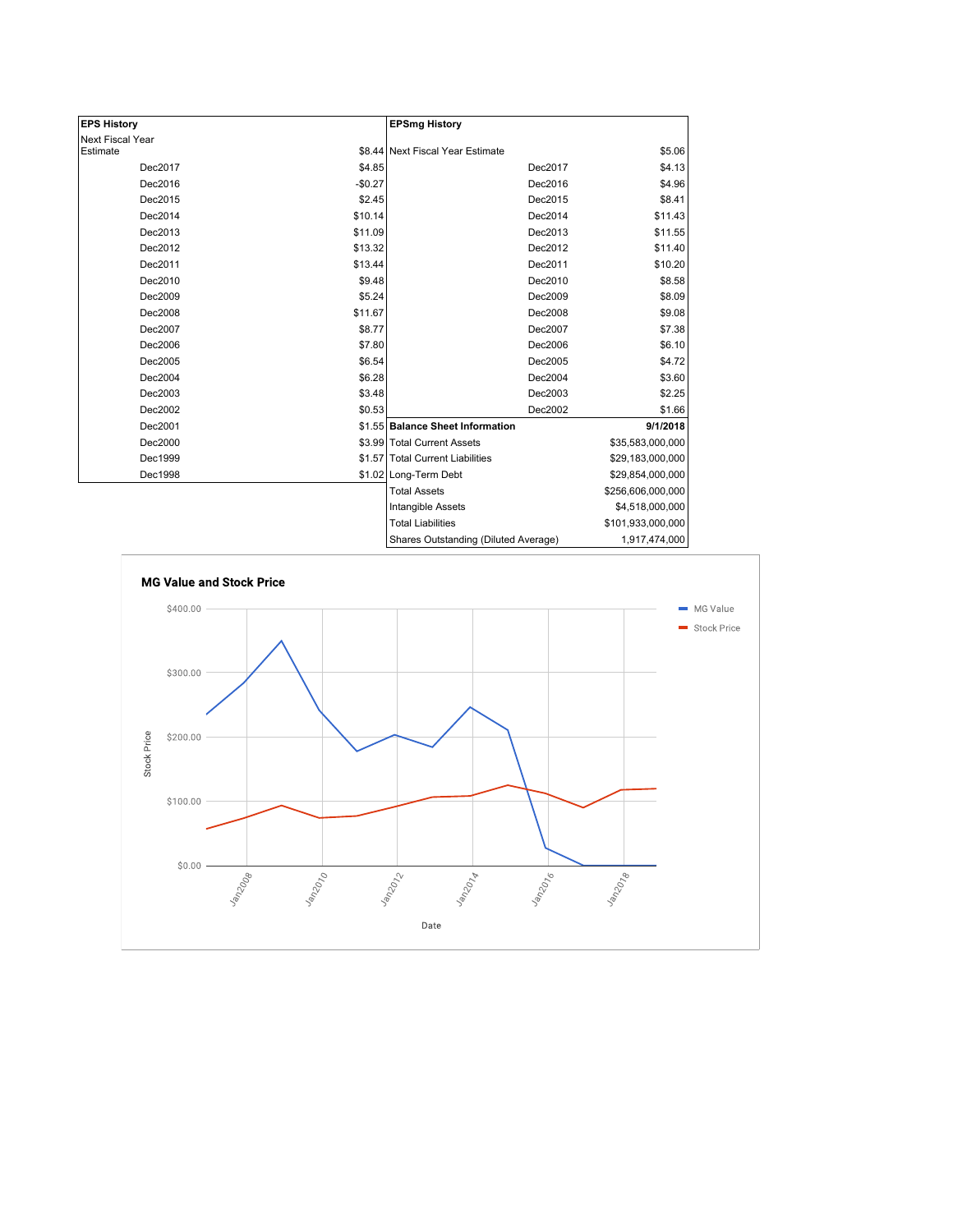| EPS History | |
|---|---|
| Next Fiscal Year Estimate | $8.44 |
| Dec2017 | $4.85 |
| Dec2016 | -$0.27 |
| Dec2015 | $2.45 |
| Dec2014 | $10.14 |
| Dec2013 | $11.09 |
| Dec2012 | $13.32 |
| Dec2011 | $13.44 |
| Dec2010 | $9.48 |
| Dec2009 | $5.24 |
| Dec2008 | $11.67 |
| Dec2007 | $8.77 |
| Dec2006 | $7.80 |
| Dec2005 | $6.54 |
| Dec2004 | $6.28 |
| Dec2003 | $3.48 |
| Dec2002 | $0.53 |
| Dec2001 | $1.55 |
| Dec2000 | $3.99 |
| Dec1999 | $1.57 |
| Dec1998 | $1.02 |

| EPSmg History | |
|---|---|
| Next Fiscal Year Estimate | $5.06 |
| Dec2017 | $4.13 |
| Dec2016 | $4.96 |
| Dec2015 | $8.41 |
| Dec2014 | $11.43 |
| Dec2013 | $11.55 |
| Dec2012 | $11.40 |
| Dec2011 | $10.20 |
| Dec2010 | $8.58 |
| Dec2009 | $8.09 |
| Dec2008 | $9.08 |
| Dec2007 | $7.38 |
| Dec2006 | $6.10 |
| Dec2005 | $4.72 |
| Dec2004 | $3.60 |
| Dec2003 | $2.25 |
| Dec2002 | $1.66 |

| Balance Sheet Information | 9/1/2018 |
|---|---|
| Total Current Assets | $35,583,000,000 |
| Total Current Liabilities | $29,183,000,000 |
| Long-Term Debt | $29,854,000,000 |
| Total Assets | $256,606,000,000 |
| Intangible Assets | $4,518,000,000 |
| Total Liabilities | $101,933,000,000 |
| Shares Outstanding (Diluted Average) | 1,917,474,000 |

**MG Value and Stock Price**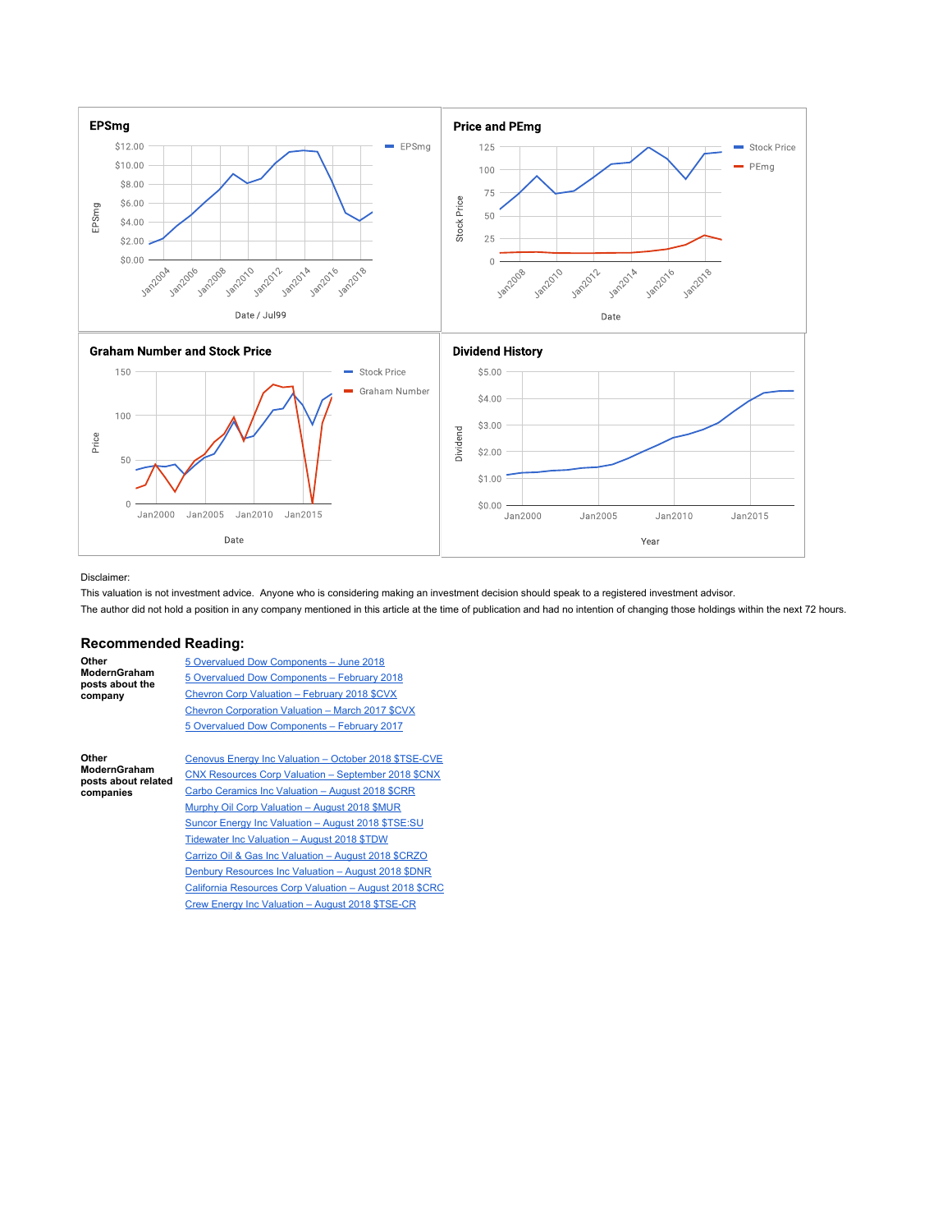## EPSmg

$12.00
$10.00
$8.00
$6.00
$4.00
$2.00
$0.00

EPSmg

Jan2004 Jan2006 Jan2008 Jan2010 Jan2012 Jan2014 Jan2016 Jan2018

Date / Jul99

EPSmg

## Price and PEmg

125
100
75
50
25
0

Stock Price

Jan2008 Jan2010 Jan2012 Jan2014 Jan2016 Jan2018

Date

Stock Price
PEmg

## Graham Number and Stock Price

150
100
50
0

Price

Jan2000 Jan2005 Jan2010 Jan2015

Date

Stock Price
Graham Number

## Dividend History

$5.00
$4.00
$3.00
$2.00
$1.00
$0.00

Dividend

Jan2000 Jan2005 Jan2010 Jan2015

Year

Disclaimer:

This valuation is not investment advice. Anyone who is considering making an investment decision should speak to a registered investment advisor.

The author did not hold a position in any company mentioned in this article at the time of publication and had no intention of changing those holdings within the next 72 hours.

### Recommended Reading:

| | |
|---|---|
| **Other ModernGraham posts about the company** | 5 Overvalued Dow Components – June 2018<br>5 Overvalued Dow Components – February 2018<br>Chevron Corp Valuation – February 2018 $CVX<br>Chevron Corporation Valuation – March 2017 $CVX<br>5 Overvalued Dow Components – February 2017 |
| **Other ModernGraham posts about related companies** | Cenovus Energy Inc Valuation – October 2018 $TSE-CVE<br>CNX Resources Corp Valuation – September 2018 $CNX<br>Carbo Ceramics Inc Valuation – August 2018 $CRR<br>Murphy Oil Corp Valuation – August 2018 $MUR<br>Suncor Energy Inc Valuation – August 2018 $TSE:SU<br>Tidewater Inc Valuation – August 2018 $TDW<br>Carrizo Oil & Gas Inc Valuation – August 2018 $CRZO<br>Denbury Resources Inc Valuation – August 2018 $DNR<br>California Resources Corp Valuation – August 2018 $CRC<br>Crew Energy Inc Valuation – August 2018 $TSE-CR |